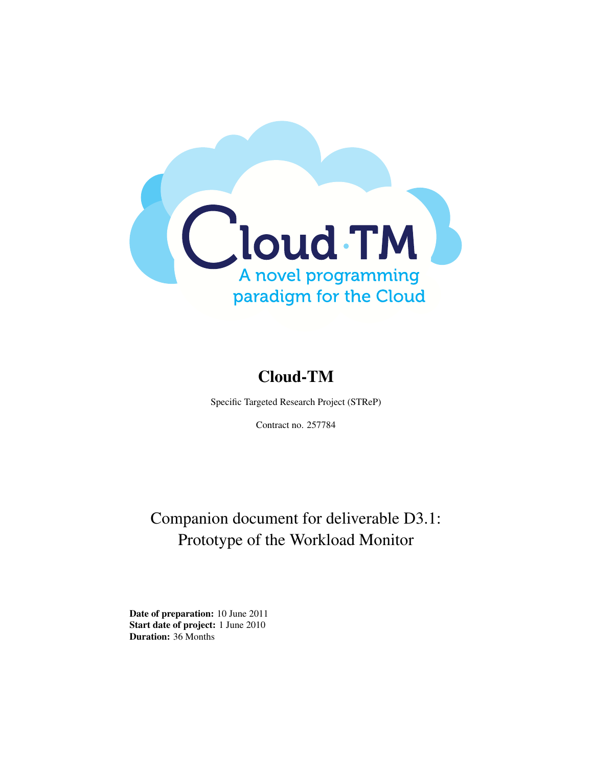Cloud·TM

A novel programming paradigm for the Cloud

# Cloud-TM

Specific Targeted Research Project (STReP)

Contract no. 257784

## Companion document for deliverable D3.1: Prototype of the Workload Monitor

**Date of preparation:** 10 June 2011
**Start date of project:** 1 June 2010
**Duration:** 36 Months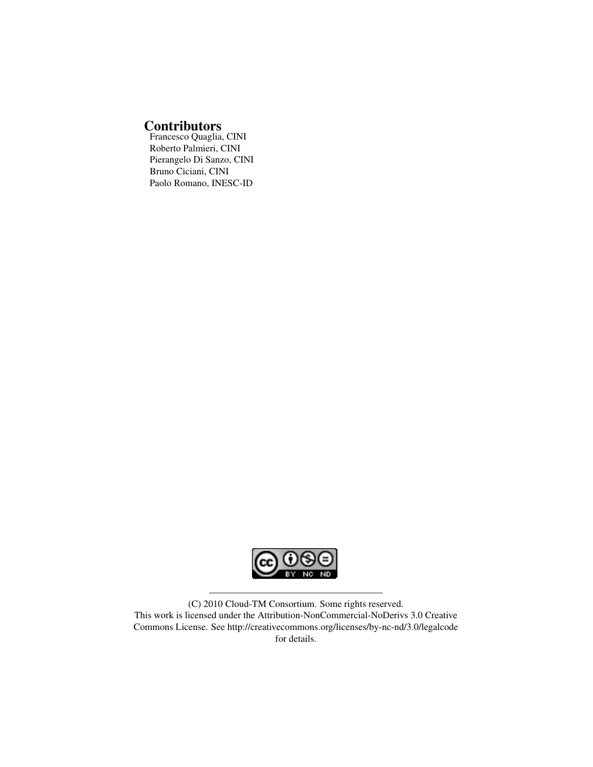## Contributors

Francesco Quaglia, CINI
Roberto Palmieri, CINI
Pierangelo Di Sanzo, CINI
Bruno Ciciani, CINI
Paolo Romano, INESC-ID

---

(C) 2010 Cloud-TM Consortium. Some rights reserved.
This work is licensed under the Attribution-NonCommercial-NoDerivs 3.0 Creative Commons License. See http://creativecommons.org/licenses/by-nc-nd/3.0/legalcode for details.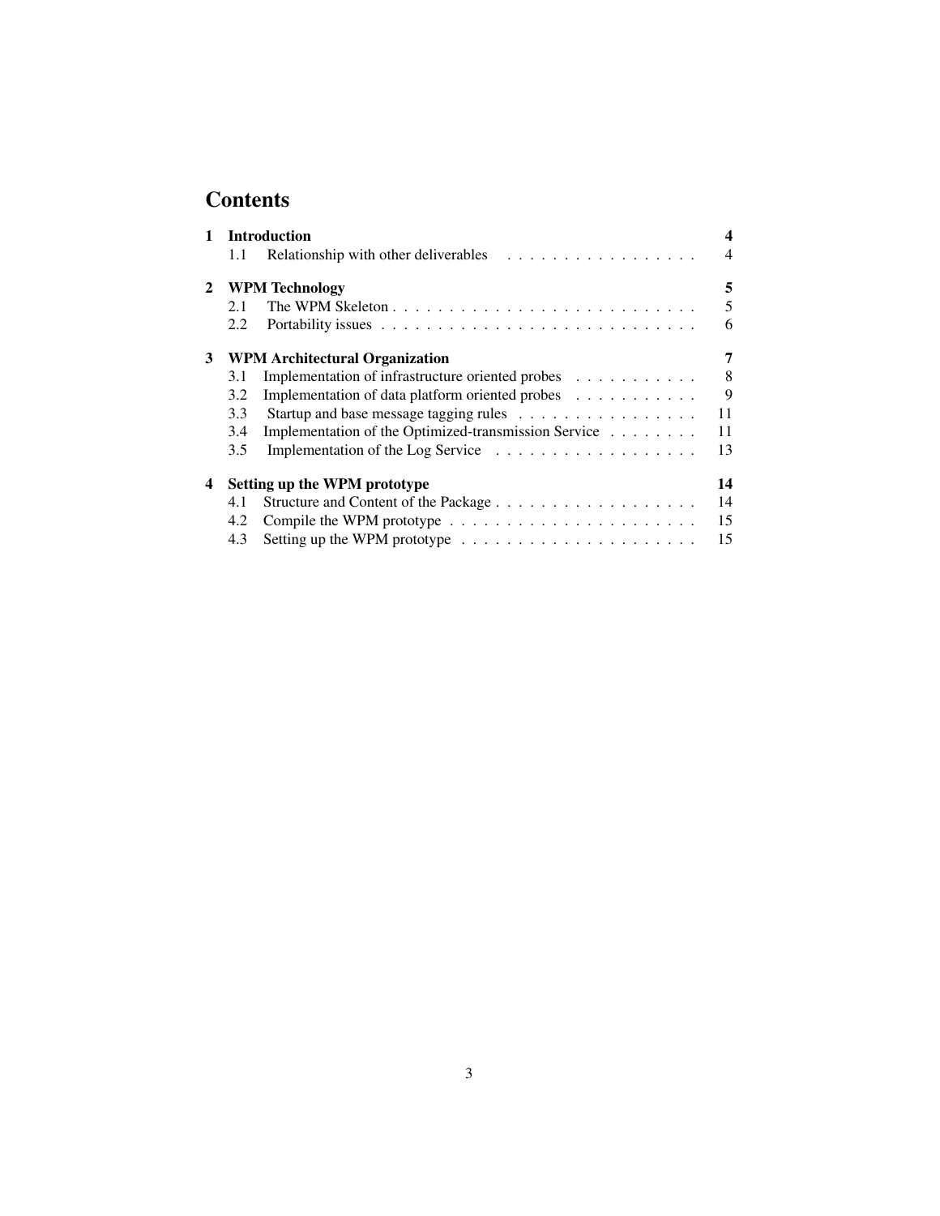# Contents

**1 Introduction** — **4**
- 1.1 Relationship with other deliverables — 4

**2 WPM Technology** — **5**
- 2.1 The WPM Skeleton — 5
- 2.2 Portability issues — 6

**3 WPM Architectural Organization** — **7**
- 3.1 Implementation of infrastructure oriented probes — 8
- 3.2 Implementation of data platform oriented probes — 9
- 3.3 Startup and base message tagging rules — 11
- 3.4 Implementation of the Optimized-transmission Service — 11
- 3.5 Implementation of the Log Service — 13

**4 Setting up the WPM prototype** — **14**
- 4.1 Structure and Content of the Package — 14
- 4.2 Compile the WPM prototype — 15
- 4.3 Setting up the WPM prototype — 15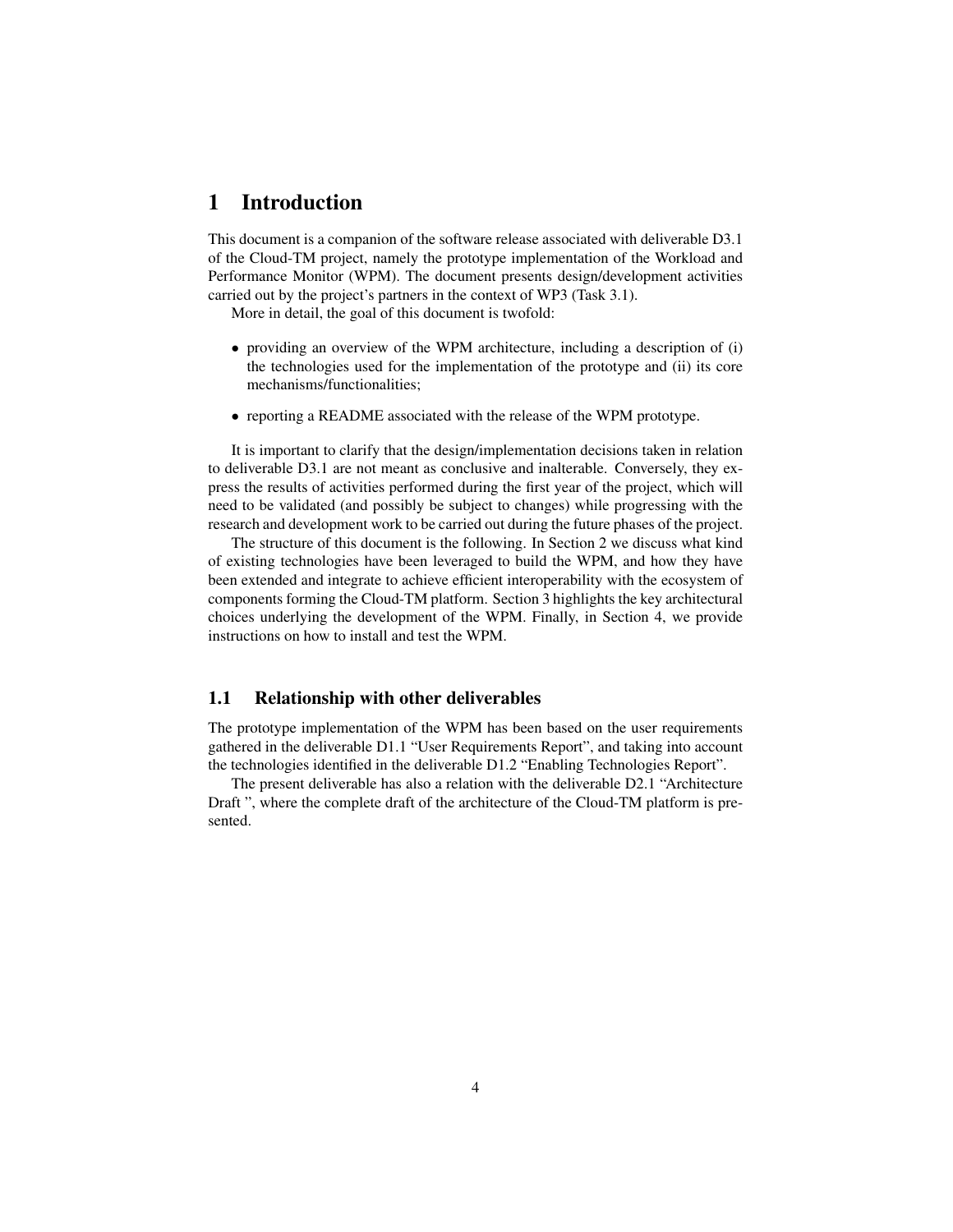# 1 Introduction

This document is a companion of the software release associated with deliverable D3.1 of the Cloud-TM project, namely the prototype implementation of the Workload and Performance Monitor (WPM). The document presents design/development activities carried out by the project's partners in the context of WP3 (Task 3.1).

More in detail, the goal of this document is twofold:

- providing an overview of the WPM architecture, including a description of (i) the technologies used for the implementation of the prototype and (ii) its core mechanisms/functionalities;
- reporting a README associated with the release of the WPM prototype.

It is important to clarify that the design/implementation decisions taken in relation to deliverable D3.1 are not meant as conclusive and inalterable. Conversely, they express the results of activities performed during the first year of the project, which will need to be validated (and possibly be subject to changes) while progressing with the research and development work to be carried out during the future phases of the project.

The structure of this document is the following. In Section 2 we discuss what kind of existing technologies have been leveraged to build the WPM, and how they have been extended and integrate to achieve efficient interoperability with the ecosystem of components forming the Cloud-TM platform. Section 3 highlights the key architectural choices underlying the development of the WPM. Finally, in Section 4, we provide instructions on how to install and test the WPM.

## 1.1 Relationship with other deliverables

The prototype implementation of the WPM has been based on the user requirements gathered in the deliverable D1.1 "User Requirements Report", and taking into account the technologies identified in the deliverable D1.2 "Enabling Technologies Report".

The present deliverable has also a relation with the deliverable D2.1 "Architecture Draft ", where the complete draft of the architecture of the Cloud-TM platform is presented.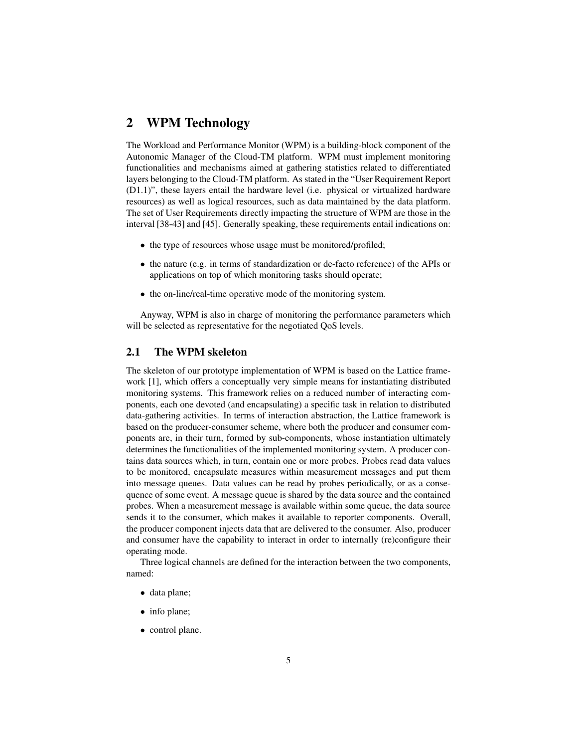# 2 WPM Technology

The Workload and Performance Monitor (WPM) is a building-block component of the Autonomic Manager of the Cloud-TM platform. WPM must implement monitoring functionalities and mechanisms aimed at gathering statistics related to differentiated layers belonging to the Cloud-TM platform. As stated in the "User Requirement Report (D1.1)", these layers entail the hardware level (i.e. physical or virtualized hardware resources) as well as logical resources, such as data maintained by the data platform. The set of User Requirements directly impacting the structure of WPM are those in the interval [38-43] and [45]. Generally speaking, these requirements entail indications on:

- the type of resources whose usage must be monitored/profiled;
- the nature (e.g. in terms of standardization or de-facto reference) of the APIs or applications on top of which monitoring tasks should operate;
- the on-line/real-time operative mode of the monitoring system.

Anyway, WPM is also in charge of monitoring the performance parameters which will be selected as representative for the negotiated QoS levels.

## 2.1 The WPM skeleton

The skeleton of our prototype implementation of WPM is based on the Lattice framework [1], which offers a conceptually very simple means for instantiating distributed monitoring systems. This framework relies on a reduced number of interacting components, each one devoted (and encapsulating) a specific task in relation to distributed data-gathering activities. In terms of interaction abstraction, the Lattice framework is based on the producer-consumer scheme, where both the producer and consumer components are, in their turn, formed by sub-components, whose instantiation ultimately determines the functionalities of the implemented monitoring system. A producer contains data sources which, in turn, contain one or more probes. Probes read data values to be monitored, encapsulate measures within measurement messages and put them into message queues. Data values can be read by probes periodically, or as a consequence of some event. A message queue is shared by the data source and the contained probes. When a measurement message is available within some queue, the data source sends it to the consumer, which makes it available to reporter components. Overall, the producer component injects data that are delivered to the consumer. Also, producer and consumer have the capability to interact in order to internally (re)configure their operating mode.

Three logical channels are defined for the interaction between the two components, named:

- data plane;
- info plane;
- control plane.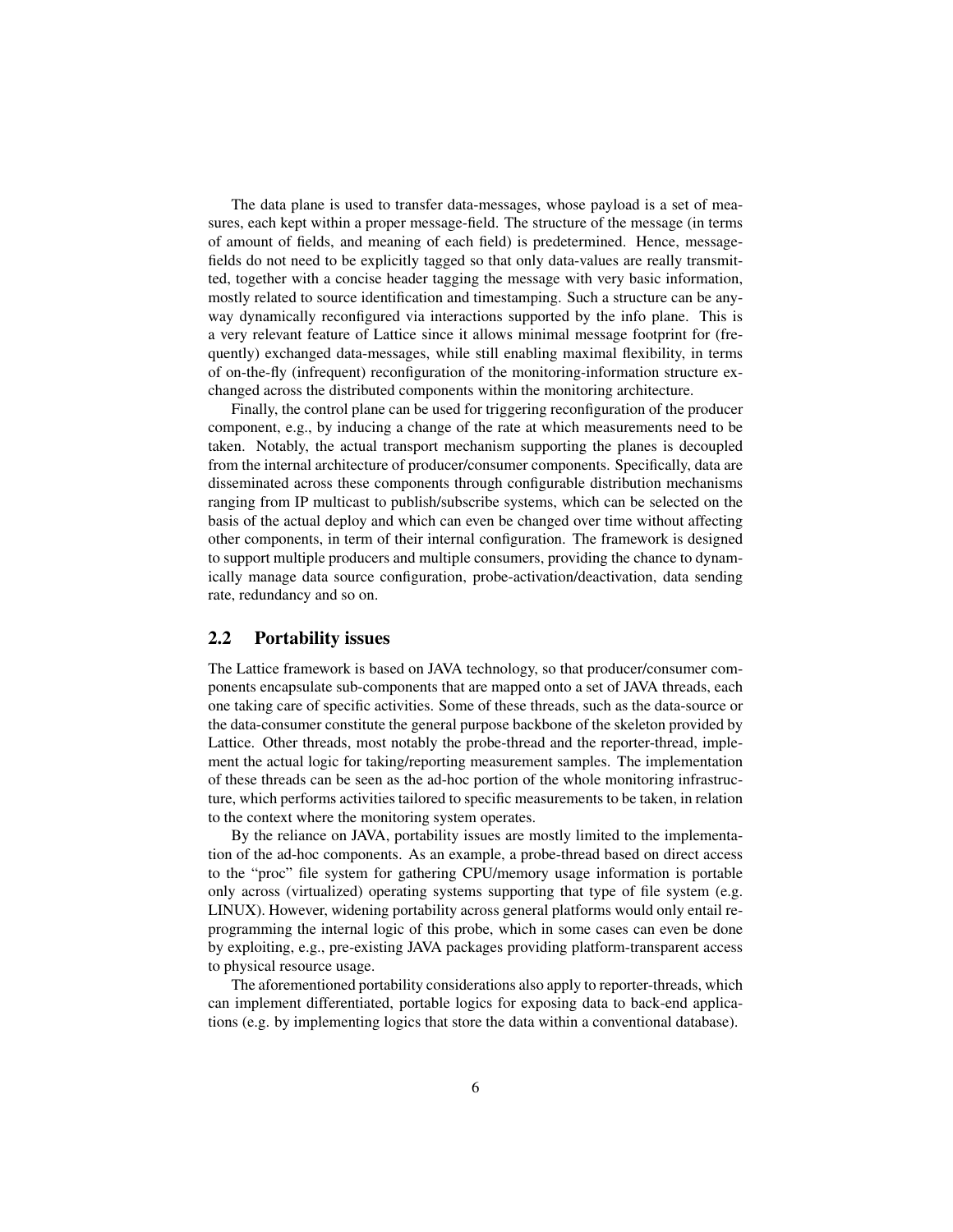The data plane is used to transfer data-messages, whose payload is a set of measures, each kept within a proper message-field. The structure of the message (in terms of amount of fields, and meaning of each field) is predetermined. Hence, message-fields do not need to be explicitly tagged so that only data-values are really transmitted, together with a concise header tagging the message with very basic information, mostly related to source identification and timestamping. Such a structure can be anyway dynamically reconfigured via interactions supported by the info plane. This is a very relevant feature of Lattice since it allows minimal message footprint for (frequently) exchanged data-messages, while still enabling maximal flexibility, in terms of on-the-fly (infrequent) reconfiguration of the monitoring-information structure exchanged across the distributed components within the monitoring architecture.

Finally, the control plane can be used for triggering reconfiguration of the producer component, e.g., by inducing a change of the rate at which measurements need to be taken. Notably, the actual transport mechanism supporting the planes is decoupled from the internal architecture of producer/consumer components. Specifically, data are disseminated across these components through configurable distribution mechanisms ranging from IP multicast to publish/subscribe systems, which can be selected on the basis of the actual deploy and which can even be changed over time without affecting other components, in term of their internal configuration. The framework is designed to support multiple producers and multiple consumers, providing the chance to dynamically manage data source configuration, probe-activation/deactivation, data sending rate, redundancy and so on.

## 2.2 Portability issues

The Lattice framework is based on JAVA technology, so that producer/consumer components encapsulate sub-components that are mapped onto a set of JAVA threads, each one taking care of specific activities. Some of these threads, such as the data-source or the data-consumer constitute the general purpose backbone of the skeleton provided by Lattice. Other threads, most notably the probe-thread and the reporter-thread, implement the actual logic for taking/reporting measurement samples. The implementation of these threads can be seen as the ad-hoc portion of the whole monitoring infrastructure, which performs activities tailored to specific measurements to be taken, in relation to the context where the monitoring system operates.

By the reliance on JAVA, portability issues are mostly limited to the implementation of the ad-hoc components. As an example, a probe-thread based on direct access to the "proc" file system for gathering CPU/memory usage information is portable only across (virtualized) operating systems supporting that type of file system (e.g. LINUX). However, widening portability across general platforms would only entail reprogramming the internal logic of this probe, which in some cases can even be done by exploiting, e.g., pre-existing JAVA packages providing platform-transparent access to physical resource usage.

The aforementioned portability considerations also apply to reporter-threads, which can implement differentiated, portable logics for exposing data to back-end applications (e.g. by implementing logics that store the data within a conventional database).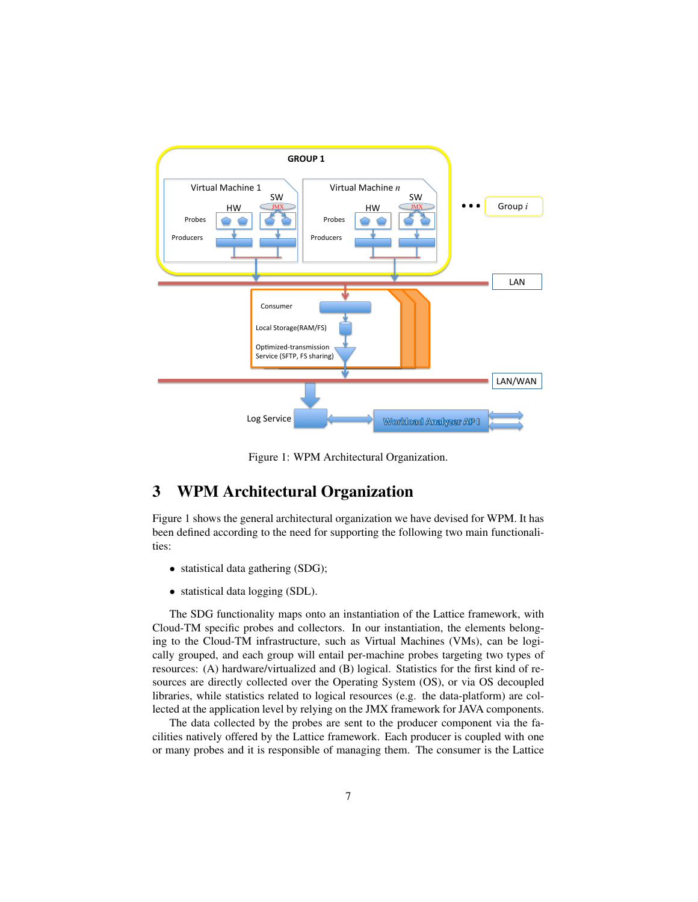Figure 1: WPM Architectural Organization.

## 3 WPM Architectural Organization

Figure 1 shows the general architectural organization we have devised for WPM. It has been defined according to the need for supporting the following two main functionalities:

- statistical data gathering (SDG);
- statistical data logging (SDL).

The SDG functionality maps onto an instantiation of the Lattice framework, with Cloud-TM specific probes and collectors. In our instantiation, the elements belonging to the Cloud-TM infrastructure, such as Virtual Machines (VMs), can be logically grouped, and each group will entail per-machine probes targeting two types of resources: (A) hardware/virtualized and (B) logical. Statistics for the first kind of resources are directly collected over the Operating System (OS), or via OS decoupled libraries, while statistics related to logical resources (e.g. the data-platform) are collected at the application level by relying on the JMX framework for JAVA components.

The data collected by the probes are sent to the producer component via the facilities natively offered by the Lattice framework. Each producer is coupled with one or many probes and it is responsible of managing them. The consumer is the Lattice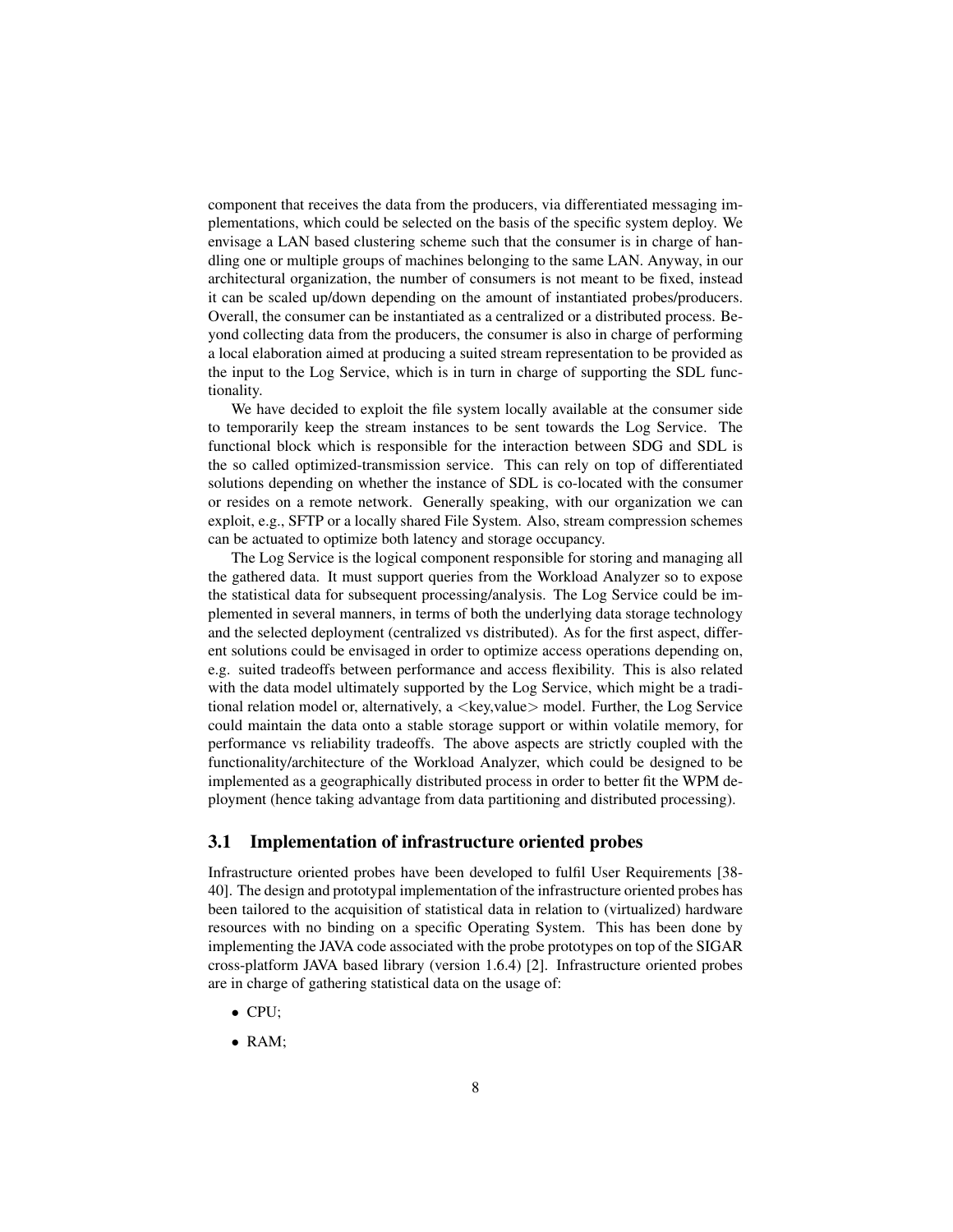component that receives the data from the producers, via differentiated messaging implementations, which could be selected on the basis of the specific system deploy. We envisage a LAN based clustering scheme such that the consumer is in charge of handling one or multiple groups of machines belonging to the same LAN. Anyway, in our architectural organization, the number of consumers is not meant to be fixed, instead it can be scaled up/down depending on the amount of instantiated probes/producers. Overall, the consumer can be instantiated as a centralized or a distributed process. Beyond collecting data from the producers, the consumer is also in charge of performing a local elaboration aimed at producing a suited stream representation to be provided as the input to the Log Service, which is in turn in charge of supporting the SDL functionality.

We have decided to exploit the file system locally available at the consumer side to temporarily keep the stream instances to be sent towards the Log Service. The functional block which is responsible for the interaction between SDG and SDL is the so called optimized-transmission service. This can rely on top of differentiated solutions depending on whether the instance of SDL is co-located with the consumer or resides on a remote network. Generally speaking, with our organization we can exploit, e.g., SFTP or a locally shared File System. Also, stream compression schemes can be actuated to optimize both latency and storage occupancy.

The Log Service is the logical component responsible for storing and managing all the gathered data. It must support queries from the Workload Analyzer so to expose the statistical data for subsequent processing/analysis. The Log Service could be implemented in several manners, in terms of both the underlying data storage technology and the selected deployment (centralized vs distributed). As for the first aspect, different solutions could be envisaged in order to optimize access operations depending on, e.g. suited tradeoffs between performance and access flexibility. This is also related with the data model ultimately supported by the Log Service, which might be a traditional relation model or, alternatively, a <key,value> model. Further, the Log Service could maintain the data onto a stable storage support or within volatile memory, for performance vs reliability tradeoffs. The above aspects are strictly coupled with the functionality/architecture of the Workload Analyzer, which could be designed to be implemented as a geographically distributed process in order to better fit the WPM deployment (hence taking advantage from data partitioning and distributed processing).

## 3.1 Implementation of infrastructure oriented probes

Infrastructure oriented probes have been developed to fulfil User Requirements [38-40]. The design and prototypal implementation of the infrastructure oriented probes has been tailored to the acquisition of statistical data in relation to (virtualized) hardware resources with no binding on a specific Operating System. This has been done by implementing the JAVA code associated with the probe prototypes on top of the SIGAR cross-platform JAVA based library (version 1.6.4) [2]. Infrastructure oriented probes are in charge of gathering statistical data on the usage of:

- CPU;
- RAM;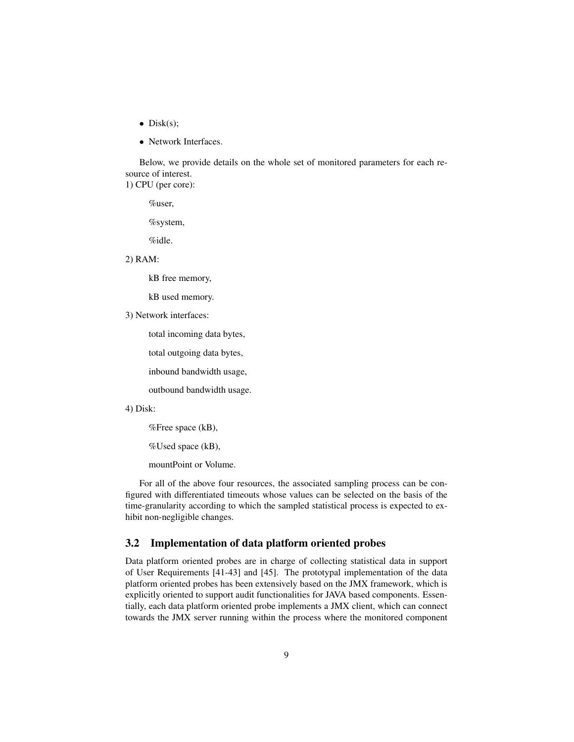- Disk(s);
- Network Interfaces.

Below, we provide details on the whole set of monitored parameters for each resource of interest.

1) CPU (per core):

%user,

%system,

%idle.

2) RAM:

kB free memory,

kB used memory.

3) Network interfaces:

total incoming data bytes,

total outgoing data bytes,

inbound bandwidth usage,

outbound bandwidth usage.

4) Disk:

%Free space (kB),

%Used space (kB),

mountPoint or Volume.

For all of the above four resources, the associated sampling process can be configured with differentiated timeouts whose values can be selected on the basis of the time-granularity according to which the sampled statistical process is expected to exhibit non-negligible changes.

### 3.2 Implementation of data platform oriented probes

Data platform oriented probes are in charge of collecting statistical data in support of User Requirements [41-43] and [45]. The prototypal implementation of the data platform oriented probes has been extensively based on the JMX framework, which is explicitly oriented to support audit functionalities for JAVA based components. Essentially, each data platform oriented probe implements a JMX client, which can connect towards the JMX server running within the process where the monitored component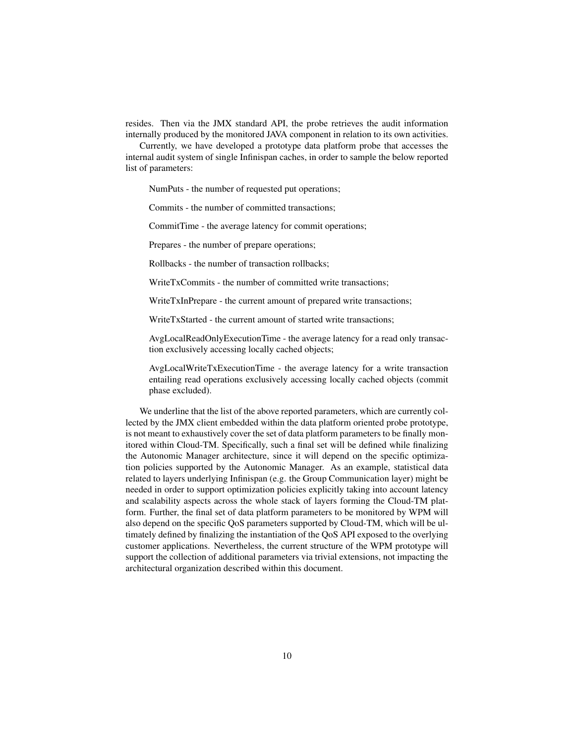resides. Then via the JMX standard API, the probe retrieves the audit information internally produced by the monitored JAVA component in relation to its own activities.

Currently, we have developed a prototype data platform probe that accesses the internal audit system of single Infinispan caches, in order to sample the below reported list of parameters:

NumPuts - the number of requested put operations;

Commits - the number of committed transactions;

CommitTime - the average latency for commit operations;

Prepares - the number of prepare operations;

Rollbacks - the number of transaction rollbacks;

WriteTxCommits - the number of committed write transactions;

WriteTxInPrepare - the current amount of prepared write transactions;

WriteTxStarted - the current amount of started write transactions;

AvgLocalReadOnlyExecutionTime - the average latency for a read only transaction exclusively accessing locally cached objects;

AvgLocalWriteTxExecutionTime - the average latency for a write transaction entailing read operations exclusively accessing locally cached objects (commit phase excluded).

We underline that the list of the above reported parameters, which are currently collected by the JMX client embedded within the data platform oriented probe prototype, is not meant to exhaustively cover the set of data platform parameters to be finally monitored within Cloud-TM. Specifically, such a final set will be defined while finalizing the Autonomic Manager architecture, since it will depend on the specific optimization policies supported by the Autonomic Manager. As an example, statistical data related to layers underlying Infinispan (e.g. the Group Communication layer) might be needed in order to support optimization policies explicitly taking into account latency and scalability aspects across the whole stack of layers forming the Cloud-TM platform. Further, the final set of data platform parameters to be monitored by WPM will also depend on the specific QoS parameters supported by Cloud-TM, which will be ultimately defined by finalizing the instantiation of the QoS API exposed to the overlying customer applications. Nevertheless, the current structure of the WPM prototype will support the collection of additional parameters via trivial extensions, not impacting the architectural organization described within this document.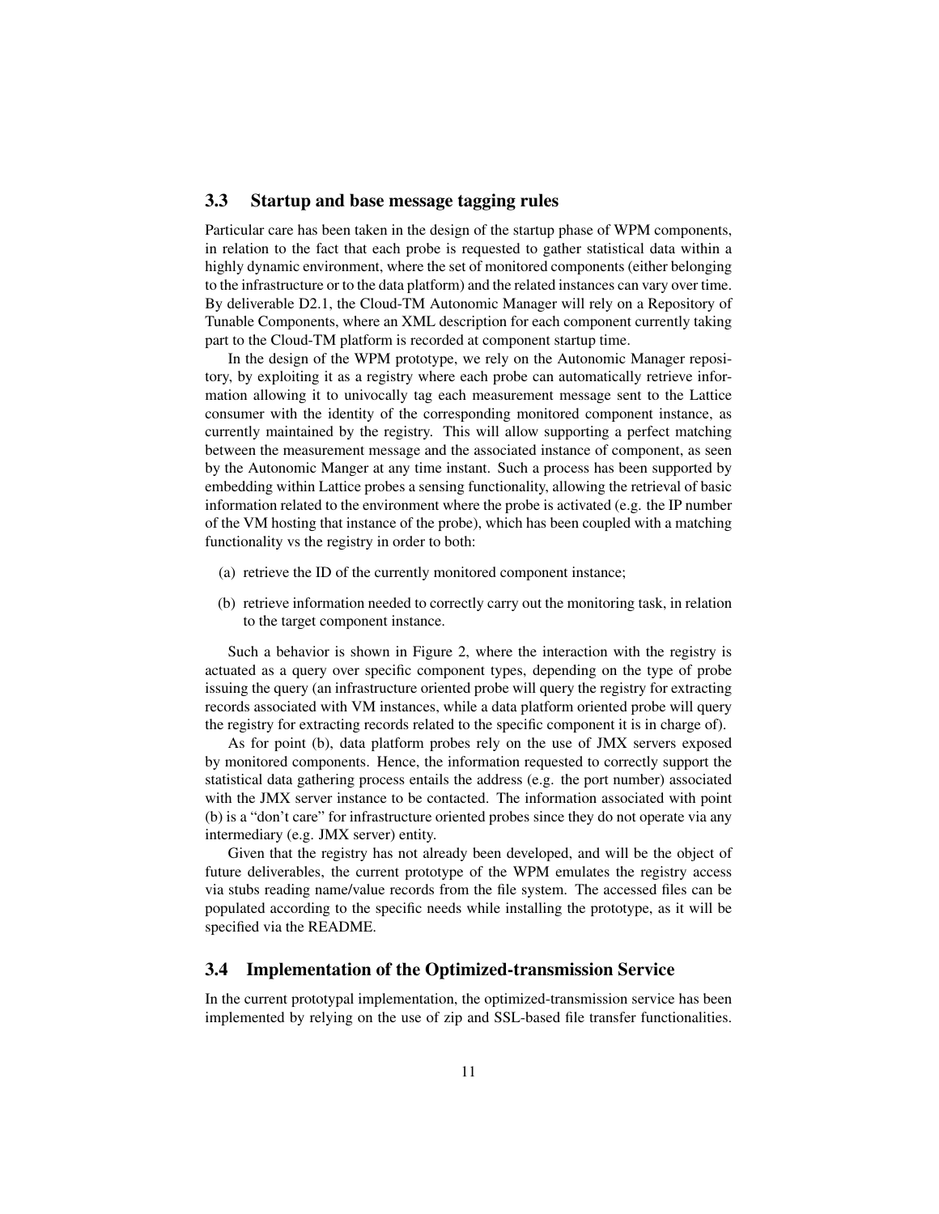### 3.3 Startup and base message tagging rules

Particular care has been taken in the design of the startup phase of WPM components, in relation to the fact that each probe is requested to gather statistical data within a highly dynamic environment, where the set of monitored components (either belonging to the infrastructure or to the data platform) and the related instances can vary over time. By deliverable D2.1, the Cloud-TM Autonomic Manager will rely on a Repository of Tunable Components, where an XML description for each component currently taking part to the Cloud-TM platform is recorded at component startup time.

In the design of the WPM prototype, we rely on the Autonomic Manager repository, by exploiting it as a registry where each probe can automatically retrieve information allowing it to univocally tag each measurement message sent to the Lattice consumer with the identity of the corresponding monitored component instance, as currently maintained by the registry. This will allow supporting a perfect matching between the measurement message and the associated instance of component, as seen by the Autonomic Manger at any time instant. Such a process has been supported by embedding within Lattice probes a sensing functionality, allowing the retrieval of basic information related to the environment where the probe is activated (e.g. the IP number of the VM hosting that instance of the probe), which has been coupled with a matching functionality vs the registry in order to both:

(a) retrieve the ID of the currently monitored component instance;

(b) retrieve information needed to correctly carry out the monitoring task, in relation to the target component instance.

Such a behavior is shown in Figure 2, where the interaction with the registry is actuated as a query over specific component types, depending on the type of probe issuing the query (an infrastructure oriented probe will query the registry for extracting records associated with VM instances, while a data platform oriented probe will query the registry for extracting records related to the specific component it is in charge of).

As for point (b), data platform probes rely on the use of JMX servers exposed by monitored components. Hence, the information requested to correctly support the statistical data gathering process entails the address (e.g. the port number) associated with the JMX server instance to be contacted. The information associated with point (b) is a "don't care" for infrastructure oriented probes since they do not operate via any intermediary (e.g. JMX server) entity.

Given that the registry has not already been developed, and will be the object of future deliverables, the current prototype of the WPM emulates the registry access via stubs reading name/value records from the file system. The accessed files can be populated according to the specific needs while installing the prototype, as it will be specified via the README.

### 3.4 Implementation of the Optimized-transmission Service

In the current prototypal implementation, the optimized-transmission service has been implemented by relying on the use of zip and SSL-based file transfer functionalities.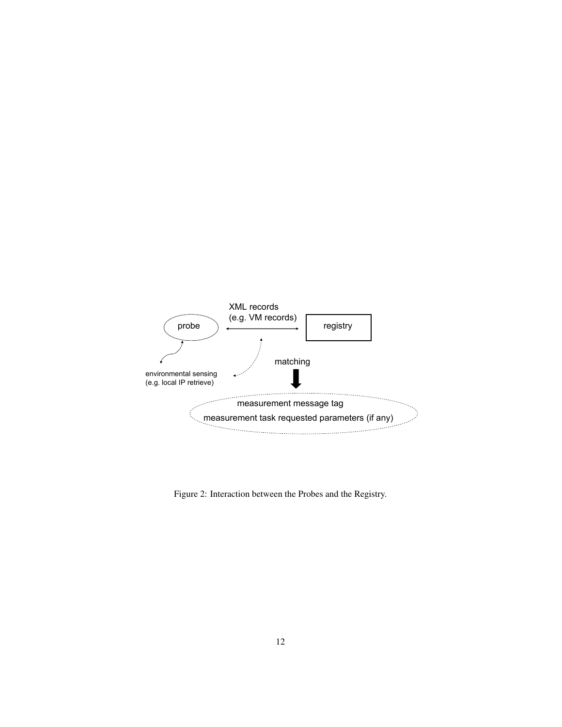probe

XML records
(e.g. VM records)

registry

environmental sensing
(e.g. local IP retrieve)

matching

measurement message tag

measurement task requested parameters (if any)

Figure 2: Interaction between the Probes and the Registry.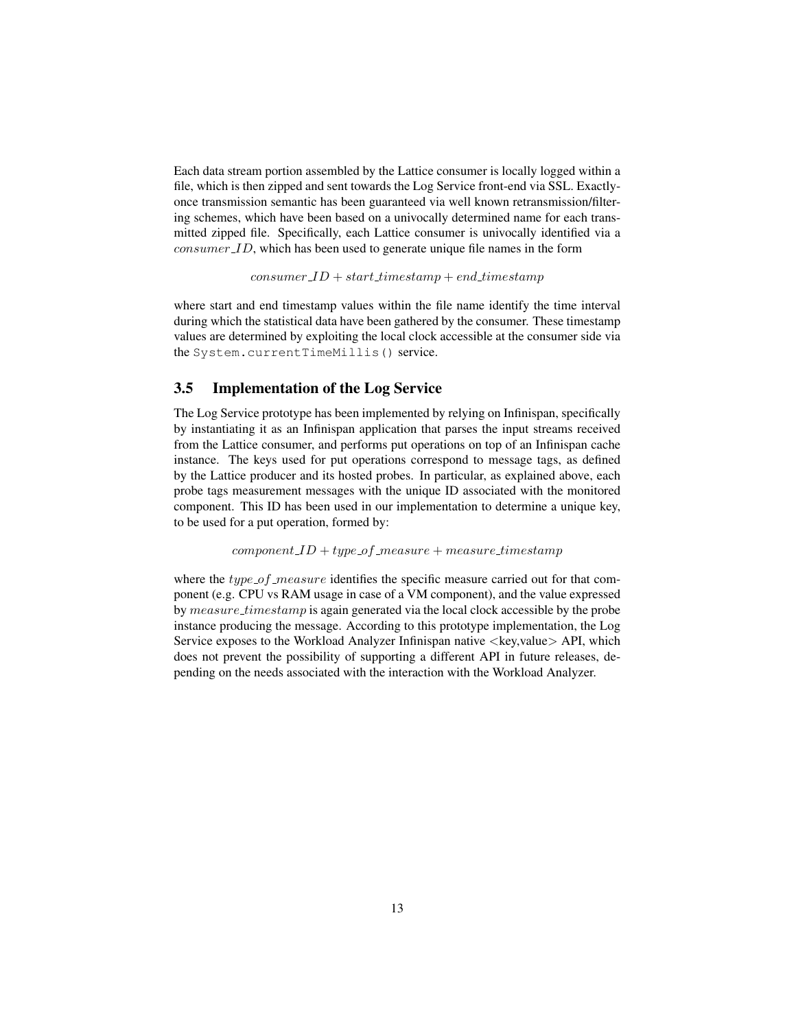Each data stream portion assembled by the Lattice consumer is locally logged within a file, which is then zipped and sent towards the Log Service front-end via SSL. Exactly-once transmission semantic has been guaranteed via well known retransmission/filtering schemes, which have been based on a univocally determined name for each transmitted zipped file. Specifically, each Lattice consumer is univocally identified via a $consumer\_ID$, which has been used to generate unique file names in the form

$$consumer\_ID + start\_timestamp + end\_timestamp$$

where start and end timestamp values within the file name identify the time interval during which the statistical data have been gathered by the consumer. These timestamp values are determined by exploiting the local clock accessible at the consumer side via the `System.currentTimeMillis()` service.

## 3.5 Implementation of the Log Service

The Log Service prototype has been implemented by relying on Infinispan, specifically by instantiating it as an Infinispan application that parses the input streams received from the Lattice consumer, and performs put operations on top of an Infinispan cache instance. The keys used for put operations correspond to message tags, as defined by the Lattice producer and its hosted probes. In particular, as explained above, each probe tags measurement messages with the unique ID associated with the monitored component. This ID has been used in our implementation to determine a unique key, to be used for a put operation, formed by:

$$component\_ID + type\_of\_measure + measure\_timestamp$$

where the $type\_of\_measure$ identifies the specific measure carried out for that component (e.g. CPU vs RAM usage in case of a VM component), and the value expressed by $measure\_timestamp$ is again generated via the local clock accessible by the probe instance producing the message. According to this prototype implementation, the Log Service exposes to the Workload Analyzer Infinispan native <key,value> API, which does not prevent the possibility of supporting a different API in future releases, depending on the needs associated with the interaction with the Workload Analyzer.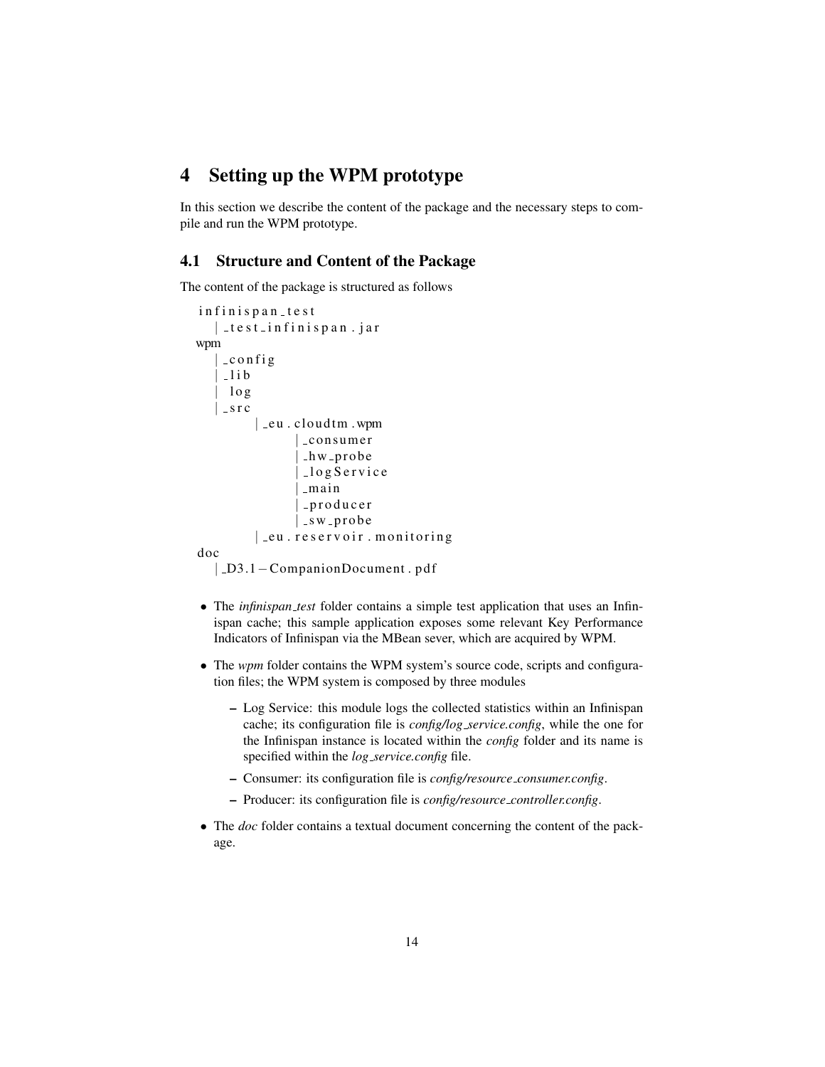# 4 Setting up the WPM prototype

In this section we describe the content of the package and the necessary steps to compile and run the WPM prototype.

## 4.1 Structure and Content of the Package

The content of the package is structured as follows

```
infinispan_test
   |_test_infinispan.jar
wpm
   |_config
   |_lib
   | log
   |_src
         |_eu.cloudtm.wpm
                |_consumer
                |_hw_probe
                |_logService
                |_main
                |_producer
                |_sw_probe
         |_eu.reservoir.monitoring
doc
   |_D3.1-CompanionDocument.pdf
```

- The *infinispan_test* folder contains a simple test application that uses an Infinispan cache; this sample application exposes some relevant Key Performance Indicators of Infinispan via the MBean sever, which are acquired by WPM.
- The *wpm* folder contains the WPM system's source code, scripts and configuration files; the WPM system is composed by three modules
  - Log Service: this module logs the collected statistics within an Infinispan cache; its configuration file is *config/log_service.config*, while the one for the Infinispan instance is located within the *config* folder and its name is specified within the *log_service.config* file.
  - Consumer: its configuration file is *config/resource_consumer.config*.
  - Producer: its configuration file is *config/resource_controller.config*.
- The *doc* folder contains a textual document concerning the content of the package.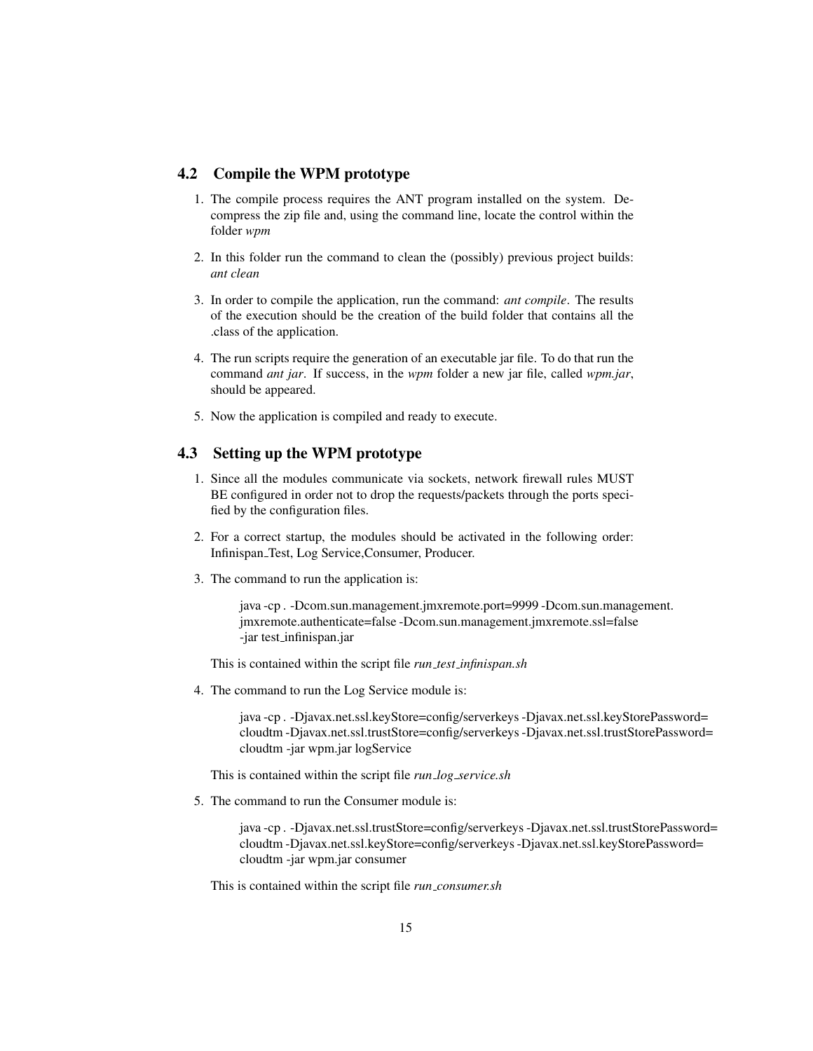## 4.2 Compile the WPM prototype

1. The compile process requires the ANT program installed on the system. Decompress the zip file and, using the command line, locate the control within the folder *wpm*
2. In this folder run the command to clean the (possibly) previous project builds: *ant clean*
3. In order to compile the application, run the command: *ant compile*. The results of the execution should be the creation of the build folder that contains all the .class of the application.
4. The run scripts require the generation of an executable jar file. To do that run the command *ant jar*. If success, in the *wpm* folder a new jar file, called *wpm.jar*, should be appeared.
5. Now the application is compiled and ready to execute.

## 4.3 Setting up the WPM prototype

1. Since all the modules communicate via sockets, network firewall rules MUST BE configured in order not to drop the requests/packets through the ports specified by the configuration files.
2. For a correct startup, the modules should be activated in the following order: Infinispan_Test, Log Service, Consumer, Producer.
3. The command to run the application is:

   ```
   java -cp . -Dcom.sun.management.jmxremote.port=9999 -Dcom.sun.management.
   jmxremote.authenticate=false -Dcom.sun.management.jmxremote.ssl=false
   -jar test_infinispan.jar
   ```

   This is contained within the script file *run_test_infinispan.sh*

4. The command to run the Log Service module is:

   ```
   java -cp . -Djavax.net.ssl.keyStore=config/serverkeys -Djavax.net.ssl.keyStorePassword=
   cloudtm -Djavax.net.ssl.trustStore=config/serverkeys -Djavax.net.ssl.trustStorePassword=
   cloudtm -jar wpm.jar logService
   ```

   This is contained within the script file *run_log_service.sh*

5. The command to run the Consumer module is:

   ```
   java -cp . -Djavax.net.ssl.trustStore=config/serverkeys -Djavax.net.ssl.trustStorePassword=
   cloudtm -Djavax.net.ssl.keyStore=config/serverkeys -Djavax.net.ssl.keyStorePassword=
   cloudtm -jar wpm.jar consumer
   ```

   This is contained within the script file *run_consumer.sh*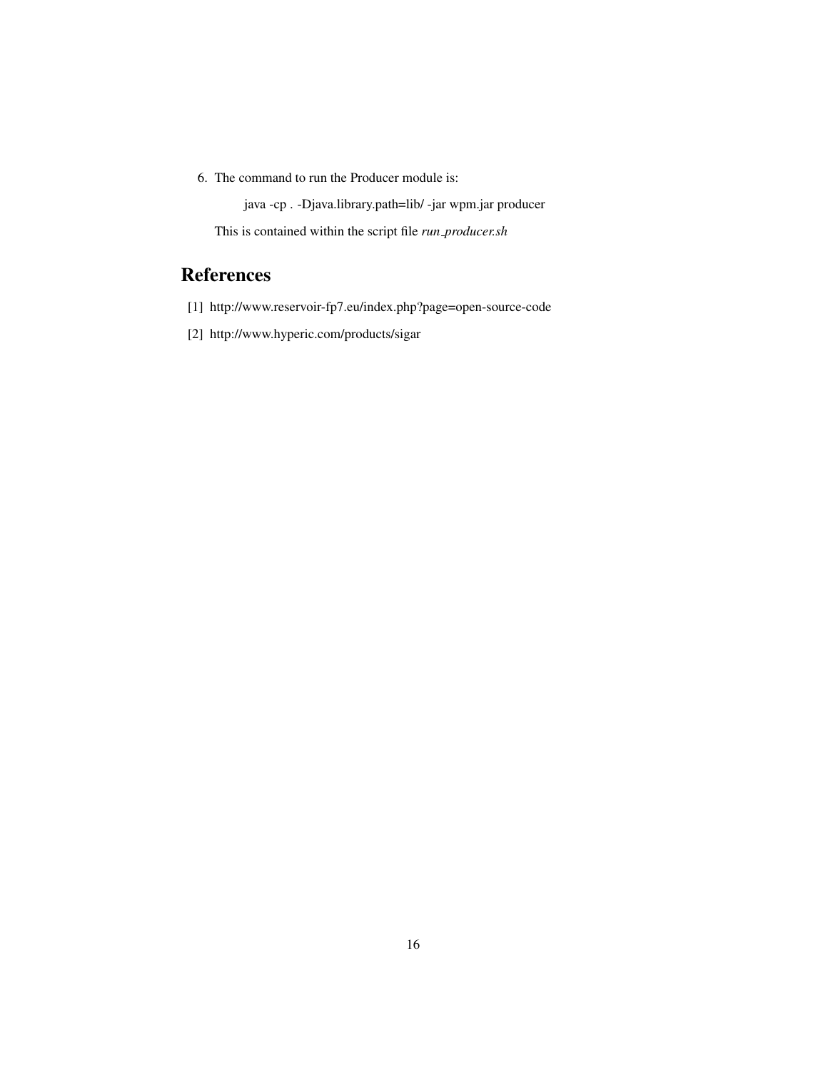6. The command to run the Producer module is:

   ```
   java -cp . -Djava.library.path=lib/ -jar wpm.jar producer
   ```

   This is contained within the script file *run_producer.sh*

## References

[1] http://www.reservoir-fp7.eu/index.php?page=open-source-code

[2] http://www.hyperic.com/products/sigar